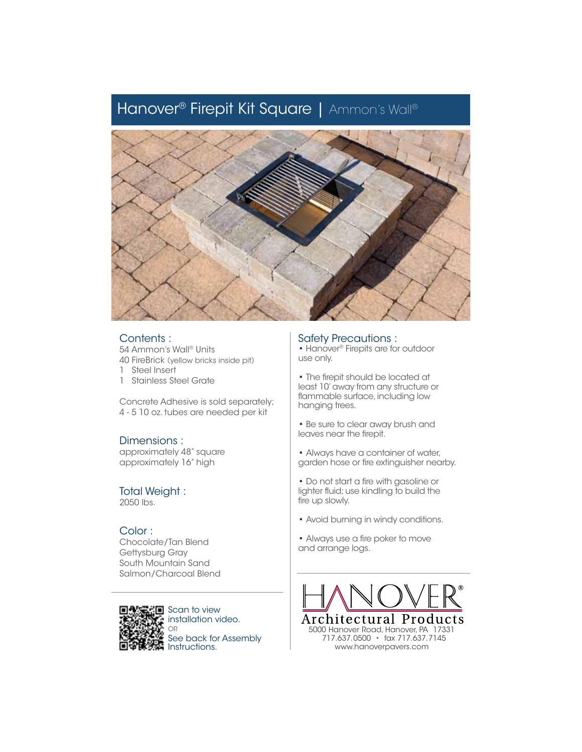# Hanover® Firepit Kit Square | Ammon's Wall®

## Contents :

54 Ammon's Wall® Units
40 FireBrick (yellow bricks inside pit)
1 Steel Insert
1 Stainless Steel Grate

Concrete Adhesive is sold separately; 4 - 5 10 oz. tubes are needed per kit

## Dimensions :

approximately 48″ square
approximately 16″ high

## Total Weight :

2050 lbs.

## Color :

Chocolate/Tan Blend
Gettysburg Gray
South Mountain Sand
Salmon/Charcoal Blend

Scan to view installation video.
OR
See back for Assembly Instructions.

## Safety Precautions :

- Hanover® Firepits are for outdoor use only.
- The firepit should be located at least 10′ away from any structure or flammable surface, including low hanging trees.
- Be sure to clear away brush and leaves near the firepit.
- Always have a container of water, garden hose or fire extinguisher nearby.
- Do not start a fire with gasoline or lighter fluid; use kindling to build the fire up slowly.
- Avoid burning in windy conditions.
- Always use a fire poker to move and arrange logs.

HANOVER®
Architectural Products
5000 Hanover Road, Hanover, PA 17331
717.637.0500 • fax 717.637.7145
www.hanoverpavers.com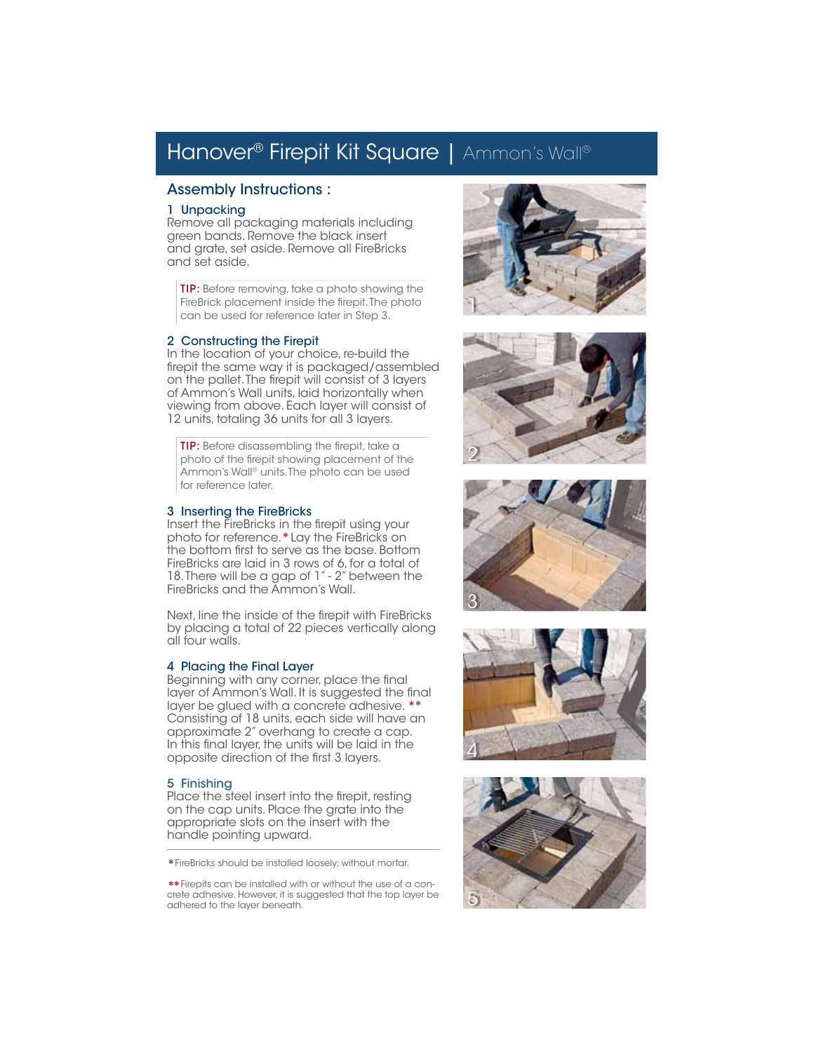# Hanover® Firepit Kit Square | Ammon's Wall®

## Assembly Instructions :

### 1 Unpacking

Remove all packaging materials including green bands. Remove the black insert and grate, set aside. Remove all FireBricks and set aside.

> **TIP:** Before removing, take a photo showing the FireBrick placement inside the firepit. The photo can be used for reference later in Step 3.

### 2 Constructing the Firepit

In the location of your choice, re-build the firepit the same way it is packaged/assembled on the pallet. The firepit will consist of 3 layers of Ammon's Wall units, laid horizontally when viewing from above. Each layer will consist of 12 units, totaling 36 units for all 3 layers.

> **TIP:** Before disassembling the firepit, take a photo of the firepit showing placement of the Ammon's Wall® units. The photo can be used for reference later.

### 3 Inserting the FireBricks

Insert the FireBricks in the firepit using your photo for reference.* Lay the FireBricks on the bottom first to serve as the base. Bottom FireBricks are laid in 3 rows of 6, for a total of 18. There will be a gap of 1" - 2" between the FireBricks and the Ammon's Wall.

Next, line the inside of the firepit with FireBricks by placing a total of 22 pieces vertically along all four walls.

### 4 Placing the Final Layer

Beginning with any corner, place the final layer of Ammon's Wall. It is suggested the final layer be glued with a concrete adhesive. ** Consisting of 18 units, each side will have an approximate 2" overhang to create a cap. In this final layer, the units will be laid in the opposite direction of the first 3 layers.

### 5 Finishing

Place the steel insert into the firepit, resting on the cap units. Place the grate into the appropriate slots on the insert with the handle pointing upward.

---

* FireBricks should be installed loosely; without mortar.

** Firepits can be installed with or without the use of a concrete adhesive. However, it is suggested that the top layer be adhered to the layer beneath.

1

2

3

4

5